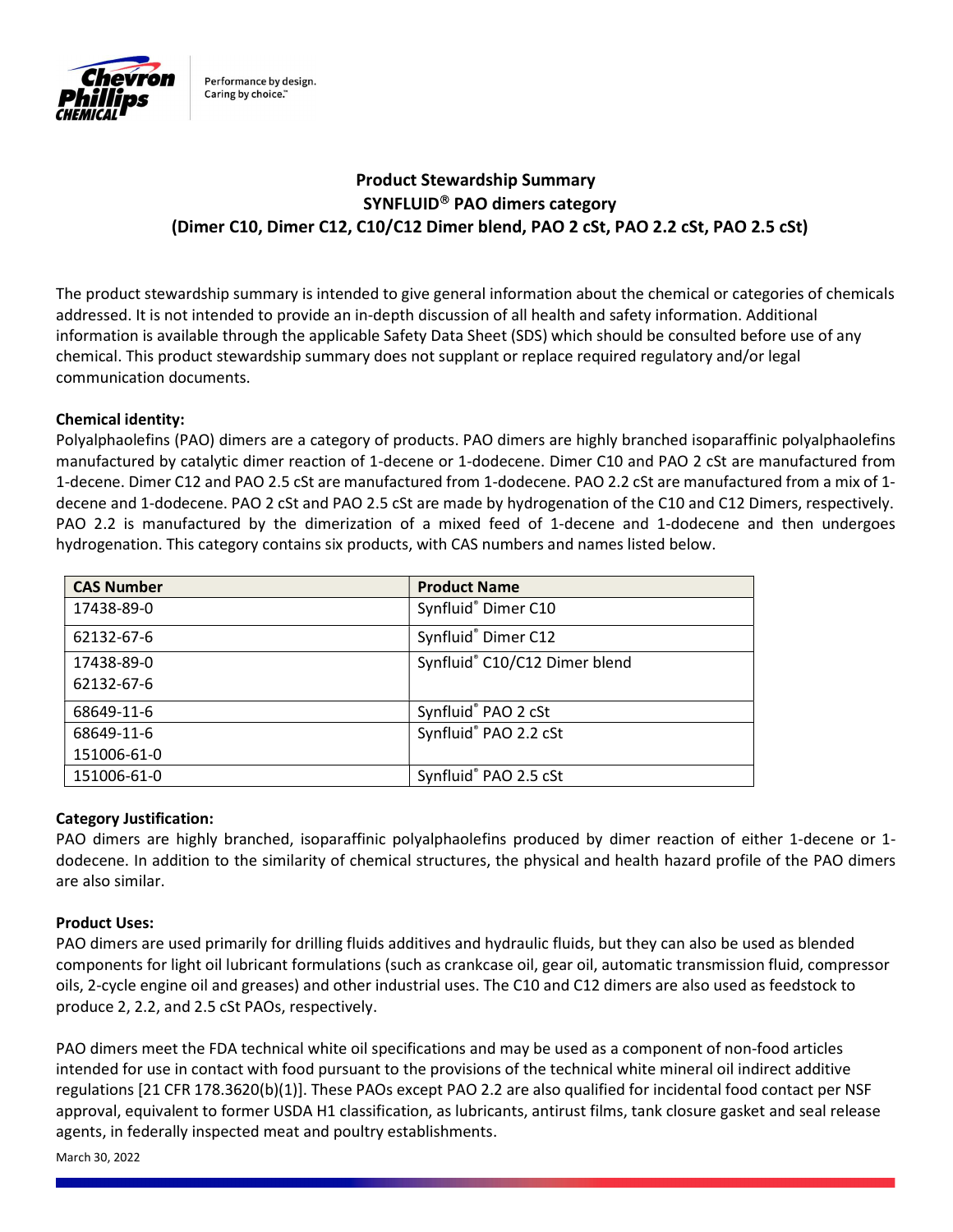# Product Stewardship Summary
## SYNFLUID® PAO dimers category
## (Dimer C10, Dimer C12, C10/C12 Dimer blend, PAO 2 cSt, PAO 2.2 cSt, PAO 2.5 cSt)

The product stewardship summary is intended to give general information about the chemical or categories of chemicals addressed. It is not intended to provide an in-depth discussion of all health and safety information. Additional information is available through the applicable Safety Data Sheet (SDS) which should be consulted before use of any chemical. This product stewardship summary does not supplant or replace required regulatory and/or legal communication documents.

**Chemical identity:**
Polyalphaolefins (PAO) dimers are a category of products. PAO dimers are highly branched isoparaffinic polyalphaolefins manufactured by catalytic dimer reaction of 1-decene or 1-dodecene. Dimer C10 and PAO 2 cSt are manufactured from 1-decene. Dimer C12 and PAO 2.5 cSt are manufactured from 1-dodecene. PAO 2.2 cSt are manufactured from a mix of 1-decene and 1-dodecene. PAO 2 cSt and PAO 2.5 cSt are made by hydrogenation of the C10 and C12 Dimers, respectively. PAO 2.2 is manufactured by the dimerization of a mixed feed of 1-decene and 1-dodecene and then undergoes hydrogenation. This category contains six products, with CAS numbers and names listed below.

| CAS Number | Product Name |
|---|---|
| 17438-89-0 | Synfluid® Dimer C10 |
| 62132-67-6 | Synfluid® Dimer C12 |
| 17438-89-0<br>62132-67-6 | Synfluid® C10/C12 Dimer blend |
| 68649-11-6 | Synfluid® PAO 2 cSt |
| 68649-11-6<br>151006-61-0 | Synfluid® PAO 2.2 cSt |
| 151006-61-0 | Synfluid® PAO 2.5 cSt |

**Category Justification:**
PAO dimers are highly branched, isoparaffinic polyalphaolefins produced by dimer reaction of either 1-decene or 1-dodecene. In addition to the similarity of chemical structures, the physical and health hazard profile of the PAO dimers are also similar.

**Product Uses:**
PAO dimers are used primarily for drilling fluids additives and hydraulic fluids, but they can also be used as blended components for light oil lubricant formulations (such as crankcase oil, gear oil, automatic transmission fluid, compressor oils, 2-cycle engine oil and greases) and other industrial uses. The C10 and C12 dimers are also used as feedstock to produce 2, 2.2, and 2.5 cSt PAOs, respectively.

PAO dimers meet the FDA technical white oil specifications and may be used as a component of non-food articles intended for use in contact with food pursuant to the provisions of the technical white mineral oil indirect additive regulations [21 CFR 178.3620(b)(1)]. These PAOs except PAO 2.2 are also qualified for incidental food contact per NSF approval, equivalent to former USDA H1 classification, as lubricants, antirust films, tank closure gasket and seal release agents, in federally inspected meat and poultry establishments.

March 30, 2022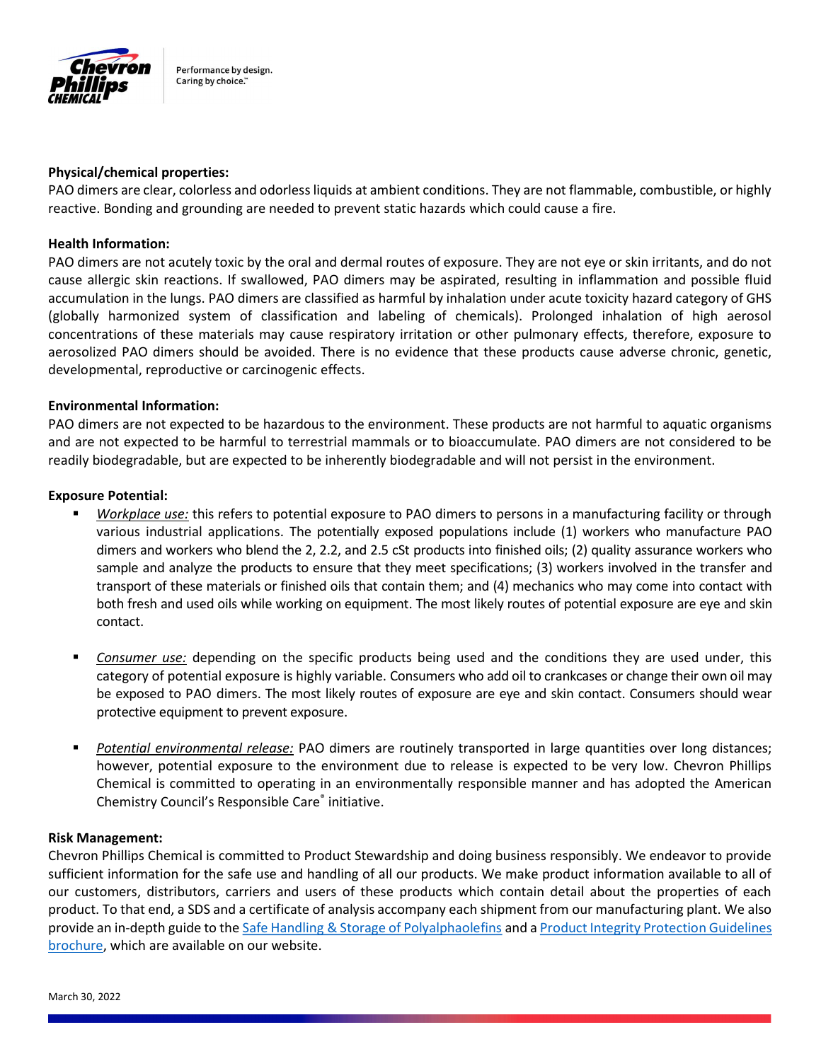**Physical/chemical properties:**

PAO dimers are clear, colorless and odorless liquids at ambient conditions. They are not flammable, combustible, or highly reactive. Bonding and grounding are needed to prevent static hazards which could cause a fire.

**Health Information:**

PAO dimers are not acutely toxic by the oral and dermal routes of exposure. They are not eye or skin irritants, and do not cause allergic skin reactions. If swallowed, PAO dimers may be aspirated, resulting in inflammation and possible fluid accumulation in the lungs. PAO dimers are classified as harmful by inhalation under acute toxicity hazard category of GHS (globally harmonized system of classification and labeling of chemicals). Prolonged inhalation of high aerosol concentrations of these materials may cause respiratory irritation or other pulmonary effects, therefore, exposure to aerosolized PAO dimers should be avoided. There is no evidence that these products cause adverse chronic, genetic, developmental, reproductive or carcinogenic effects.

**Environmental Information:**

PAO dimers are not expected to be hazardous to the environment. These products are not harmful to aquatic organisms and are not expected to be harmful to terrestrial mammals or to bioaccumulate. PAO dimers are not considered to be readily biodegradable, but are expected to be inherently biodegradable and will not persist in the environment.

**Exposure Potential:**

- *Workplace use:* this refers to potential exposure to PAO dimers to persons in a manufacturing facility or through various industrial applications. The potentially exposed populations include (1) workers who manufacture PAO dimers and workers who blend the 2, 2.2, and 2.5 cSt products into finished oils; (2) quality assurance workers who sample and analyze the products to ensure that they meet specifications; (3) workers involved in the transfer and transport of these materials or finished oils that contain them; and (4) mechanics who may come into contact with both fresh and used oils while working on equipment. The most likely routes of potential exposure are eye and skin contact.

- *Consumer use:* depending on the specific products being used and the conditions they are used under, this category of potential exposure is highly variable. Consumers who add oil to crankcases or change their own oil may be exposed to PAO dimers. The most likely routes of exposure are eye and skin contact. Consumers should wear protective equipment to prevent exposure.

- *Potential environmental release:* PAO dimers are routinely transported in large quantities over long distances; however, potential exposure to the environment due to release is expected to be very low. Chevron Phillips Chemical is committed to operating in an environmentally responsible manner and has adopted the American Chemistry Council's Responsible Care® initiative.

**Risk Management:**

Chevron Phillips Chemical is committed to Product Stewardship and doing business responsibly. We endeavor to provide sufficient information for the safe use and handling of all our products. We make product information available to all of our customers, distributors, carriers and users of these products which contain detail about the properties of each product. To that end, a SDS and a certificate of analysis accompany each shipment from our manufacturing plant. We also provide an in-depth guide to the Safe Handling & Storage of Polyalphaolefins and a Product Integrity Protection Guidelines brochure, which are available on our website.

March 30, 2022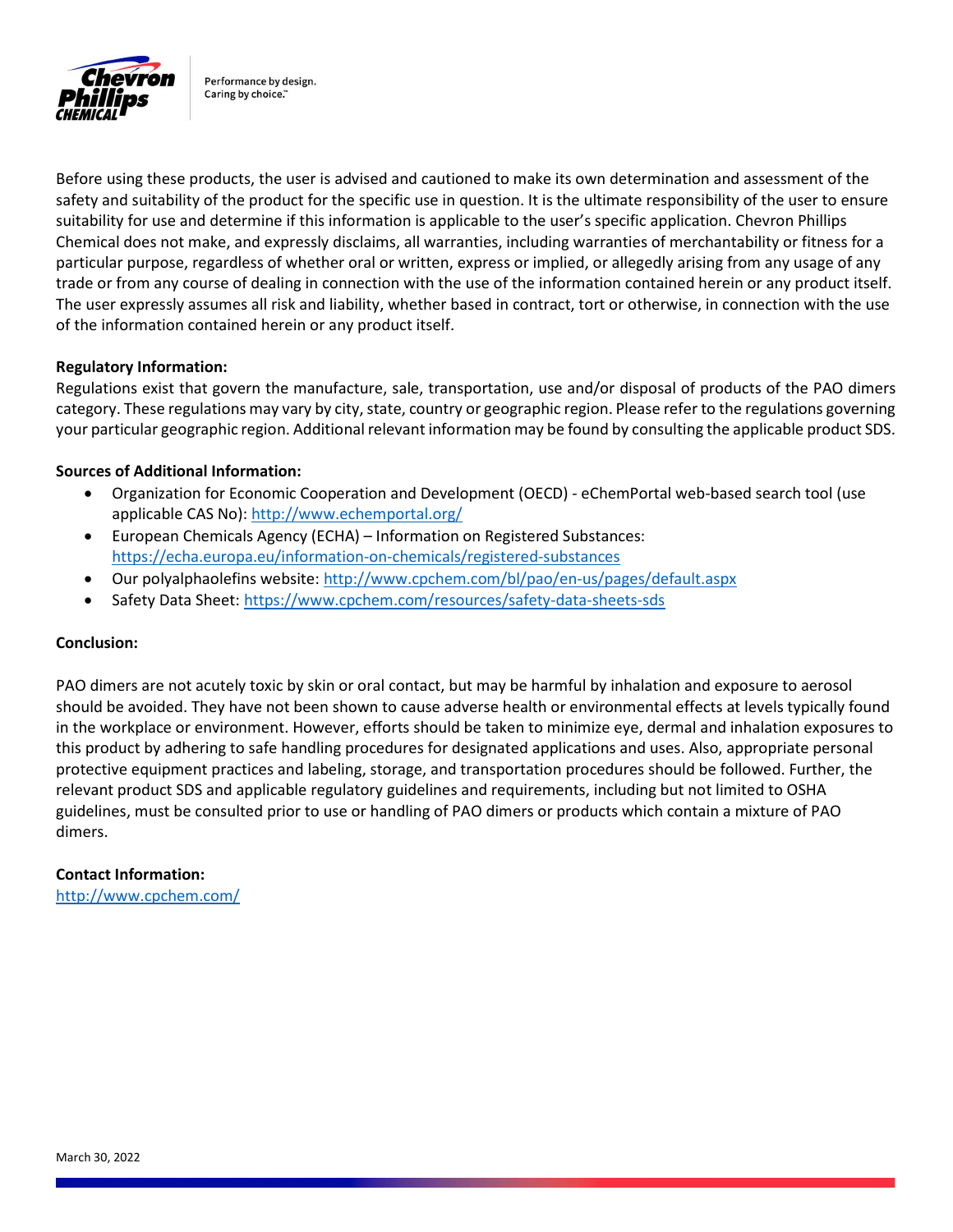Before using these products, the user is advised and cautioned to make its own determination and assessment of the safety and suitability of the product for the specific use in question. It is the ultimate responsibility of the user to ensure suitability for use and determine if this information is applicable to the user's specific application. Chevron Phillips Chemical does not make, and expressly disclaims, all warranties, including warranties of merchantability or fitness for a particular purpose, regardless of whether oral or written, express or implied, or allegedly arising from any usage of any trade or from any course of dealing in connection with the use of the information contained herein or any product itself. The user expressly assumes all risk and liability, whether based in contract, tort or otherwise, in connection with the use of the information contained herein or any product itself.

**Regulatory Information:**
Regulations exist that govern the manufacture, sale, transportation, use and/or disposal of products of the PAO dimers category. These regulations may vary by city, state, country or geographic region. Please refer to the regulations governing your particular geographic region. Additional relevant information may be found by consulting the applicable product SDS.

**Sources of Additional Information:**

- Organization for Economic Cooperation and Development (OECD) - eChemPortal web-based search tool (use applicable CAS No): http://www.echemportal.org/
- European Chemicals Agency (ECHA) – Information on Registered Substances: https://echa.europa.eu/information-on-chemicals/registered-substances
- Our polyalphaolefins website: http://www.cpchem.com/bl/pao/en-us/pages/default.aspx
- Safety Data Sheet: https://www.cpchem.com/resources/safety-data-sheets-sds

**Conclusion:**

PAO dimers are not acutely toxic by skin or oral contact, but may be harmful by inhalation and exposure to aerosol should be avoided. They have not been shown to cause adverse health or environmental effects at levels typically found in the workplace or environment. However, efforts should be taken to minimize eye, dermal and inhalation exposures to this product by adhering to safe handling procedures for designated applications and uses. Also, appropriate personal protective equipment practices and labeling, storage, and transportation procedures should be followed. Further, the relevant product SDS and applicable regulatory guidelines and requirements, including but not limited to OSHA guidelines, must be consulted prior to use or handling of PAO dimers or products which contain a mixture of PAO dimers.

**Contact Information:**
http://www.cpchem.com/

March 30, 2022